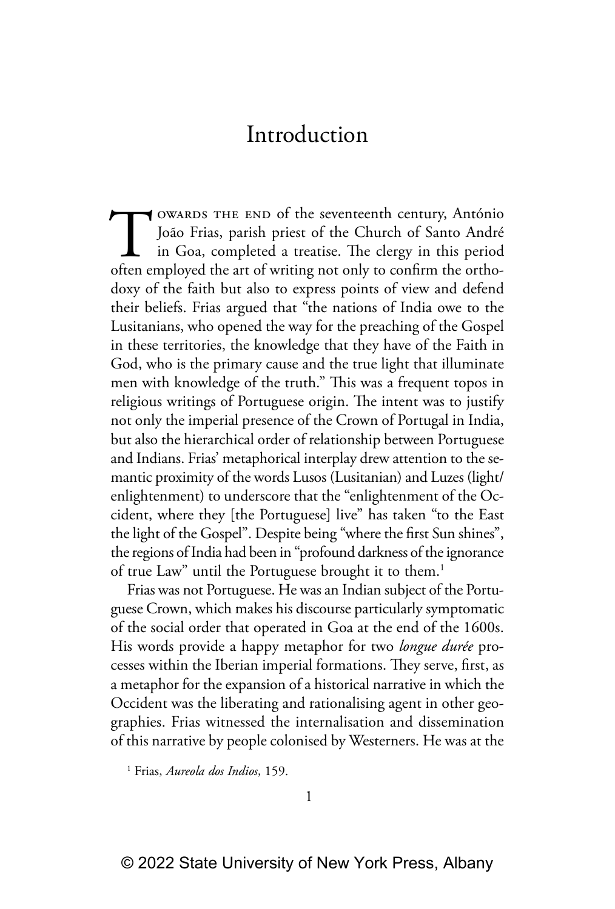# Introduction

Towards the end of the seventeenth century, António João Frias, parish priest of the Church of Santo André in Goa, completed a treatise. The clergy in this period often employed the art of writing not only to confirm the orthodoxy of the faith but also to express points of view and defend their beliefs. Frias argued that "the nations of India owe to the Lusitanians, who opened the way for the preaching of the Gospel in these territories, the knowledge that they have of the Faith in God, who is the primary cause and the true light that illuminate men with knowledge of the truth." This was a frequent topos in religious writings of Portuguese origin. The intent was to justify not only the imperial presence of the Crown of Portugal in India, but also the hierarchical order of relationship between Portuguese and Indians. Frias' metaphorical interplay drew attention to the semantic proximity of the words Lusos (Lusitanian) and Luzes (light/enlightenment) to underscore that the "enlightenment of the Occident, where they [the Portuguese] live" has taken "to the East the light of the Gospel". Despite being "where the first Sun shines", the regions of India had been in "profound darkness of the ignorance of true Law" until the Portuguese brought it to them.[1]

Frias was not Portuguese. He was an Indian subject of the Portuguese Crown, which makes his discourse particularly symptomatic of the social order that operated in Goa at the end of the 1600s. His words provide a happy metaphor for two *longue durée* processes within the Iberian imperial formations. They serve, first, as a metaphor for the expansion of a historical narrative in which the Occident was the liberating and rationalising agent in other geographies. Frias witnessed the internalisation and dissemination of this narrative by people colonised by Westerners. He was at the

[1] Frias, *Aureola dos Indios*, 159.

© 2022 State University of New York Press, Albany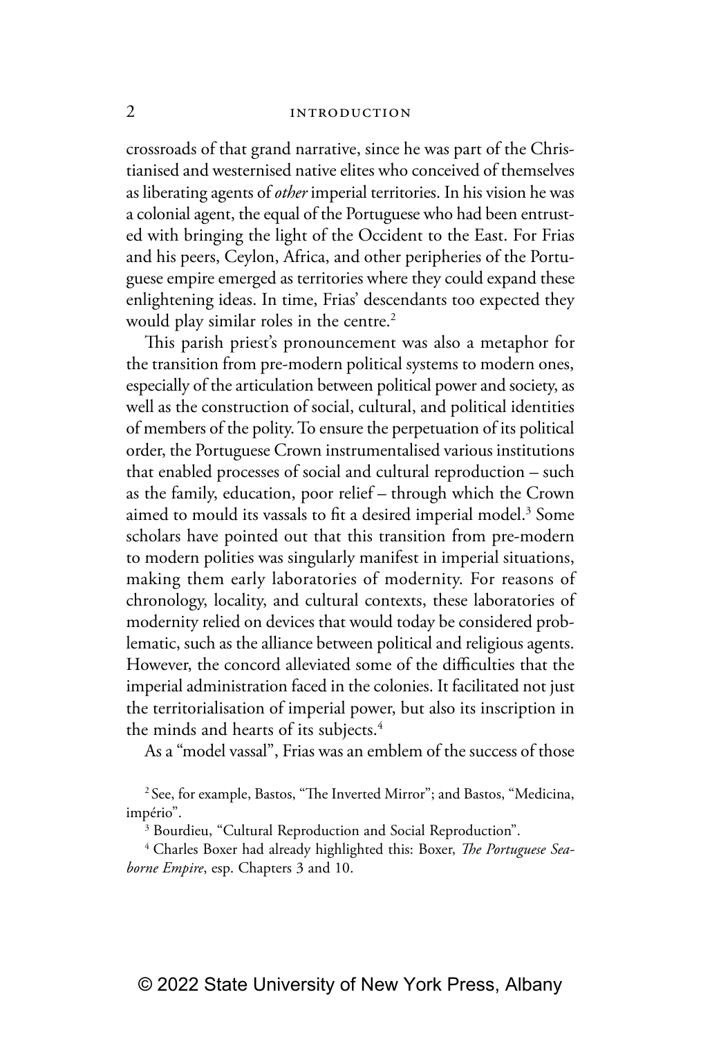crossroads of that grand narrative, since he was part of the Christianised and westernised native elites who conceived of themselves as liberating agents of *other* imperial territories. In his vision he was a colonial agent, the equal of the Portuguese who had been entrusted with bringing the light of the Occident to the East. For Frias and his peers, Ceylon, Africa, and other peripheries of the Portuguese empire emerged as territories where they could expand these enlightening ideas. In time, Frias' descendants too expected they would play similar roles in the centre.[2]

This parish priest's pronouncement was also a metaphor for the transition from pre-modern political systems to modern ones, especially of the articulation between political power and society, as well as the construction of social, cultural, and political identities of members of the polity. To ensure the perpetuation of its political order, the Portuguese Crown instrumentalised various institutions that enabled processes of social and cultural reproduction – such as the family, education, poor relief – through which the Crown aimed to mould its vassals to fit a desired imperial model.[3] Some scholars have pointed out that this transition from pre-modern to modern polities was singularly manifest in imperial situations, making them early laboratories of modernity. For reasons of chronology, locality, and cultural contexts, these laboratories of modernity relied on devices that would today be considered problematic, such as the alliance between political and religious agents. However, the concord alleviated some of the difficulties that the imperial administration faced in the colonies. It facilitated not just the territorialisation of imperial power, but also its inscription in the minds and hearts of its subjects.[4]

As a "model vassal", Frias was an emblem of the success of those

[2] See, for example, Bastos, "The Inverted Mirror"; and Bastos, "Medicina, império".

[3] Bourdieu, "Cultural Reproduction and Social Reproduction".

[4] Charles Boxer had already highlighted this: Boxer, *The Portuguese Seaborne Empire*, esp. Chapters 3 and 10.

© 2022 State University of New York Press, Albany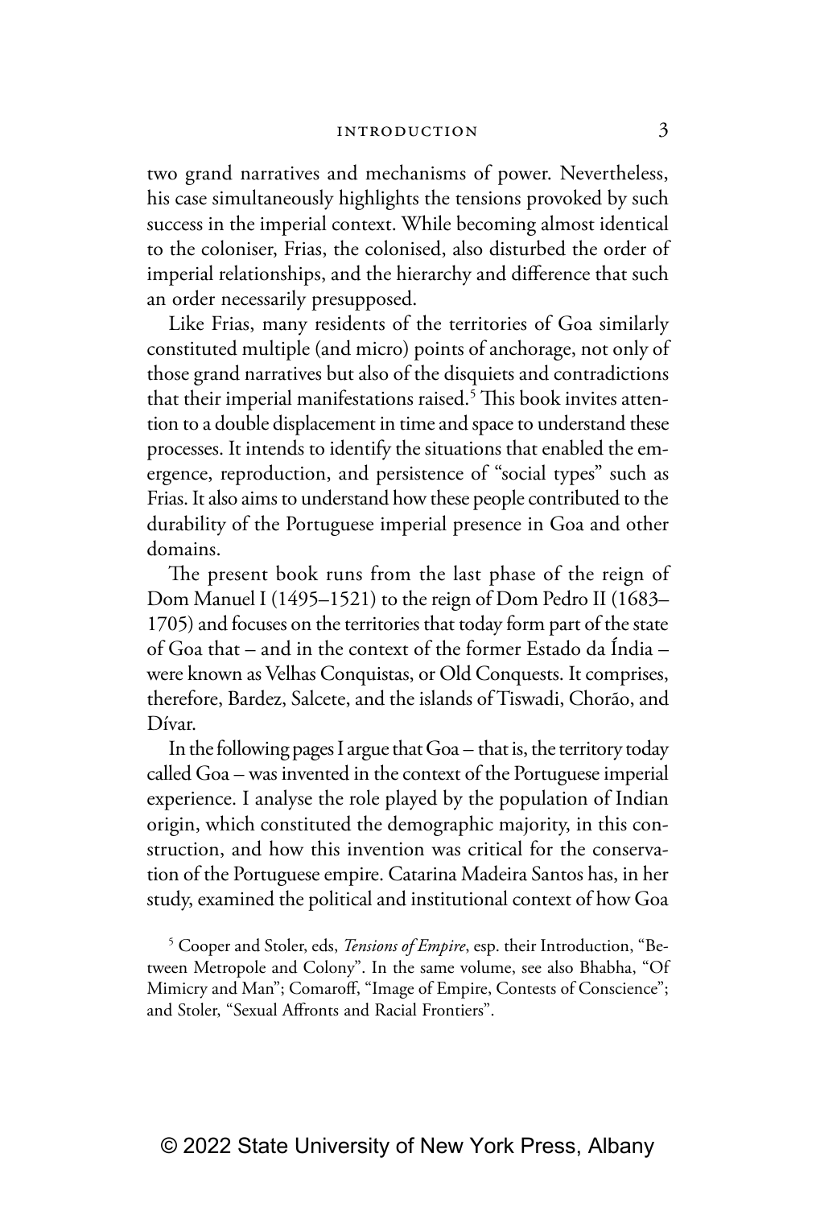two grand narratives and mechanisms of power. Nevertheless, his case simultaneously highlights the tensions provoked by such success in the imperial context. While becoming almost identical to the coloniser, Frias, the colonised, also disturbed the order of imperial relationships, and the hierarchy and difference that such an order necessarily presupposed.

Like Frias, many residents of the territories of Goa similarly constituted multiple (and micro) points of anchorage, not only of those grand narratives but also of the disquiets and contradictions that their imperial manifestations raised.[5] This book invites attention to a double displacement in time and space to understand these processes. It intends to identify the situations that enabled the emergence, reproduction, and persistence of "social types" such as Frias. It also aims to understand how these people contributed to the durability of the Portuguese imperial presence in Goa and other domains.

The present book runs from the last phase of the reign of Dom Manuel I (1495–1521) to the reign of Dom Pedro II (1683–1705) and focuses on the territories that today form part of the state of Goa that – and in the context of the former Estado da Índia – were known as Velhas Conquistas, or Old Conquests. It comprises, therefore, Bardez, Salcete, and the islands of Tiswadi, Chorão, and Dívar.

In the following pages I argue that Goa – that is, the territory today called Goa – was invented in the context of the Portuguese imperial experience. I analyse the role played by the population of Indian origin, which constituted the demographic majority, in this construction, and how this invention was critical for the conservation of the Portuguese empire. Catarina Madeira Santos has, in her study, examined the political and institutional context of how Goa

[5] Cooper and Stoler, eds, *Tensions of Empire*, esp. their Introduction, "Between Metropole and Colony". In the same volume, see also Bhabha, "Of Mimicry and Man"; Comaroff, "Image of Empire, Contests of Conscience"; and Stoler, "Sexual Affronts and Racial Frontiers".

© 2022 State University of New York Press, Albany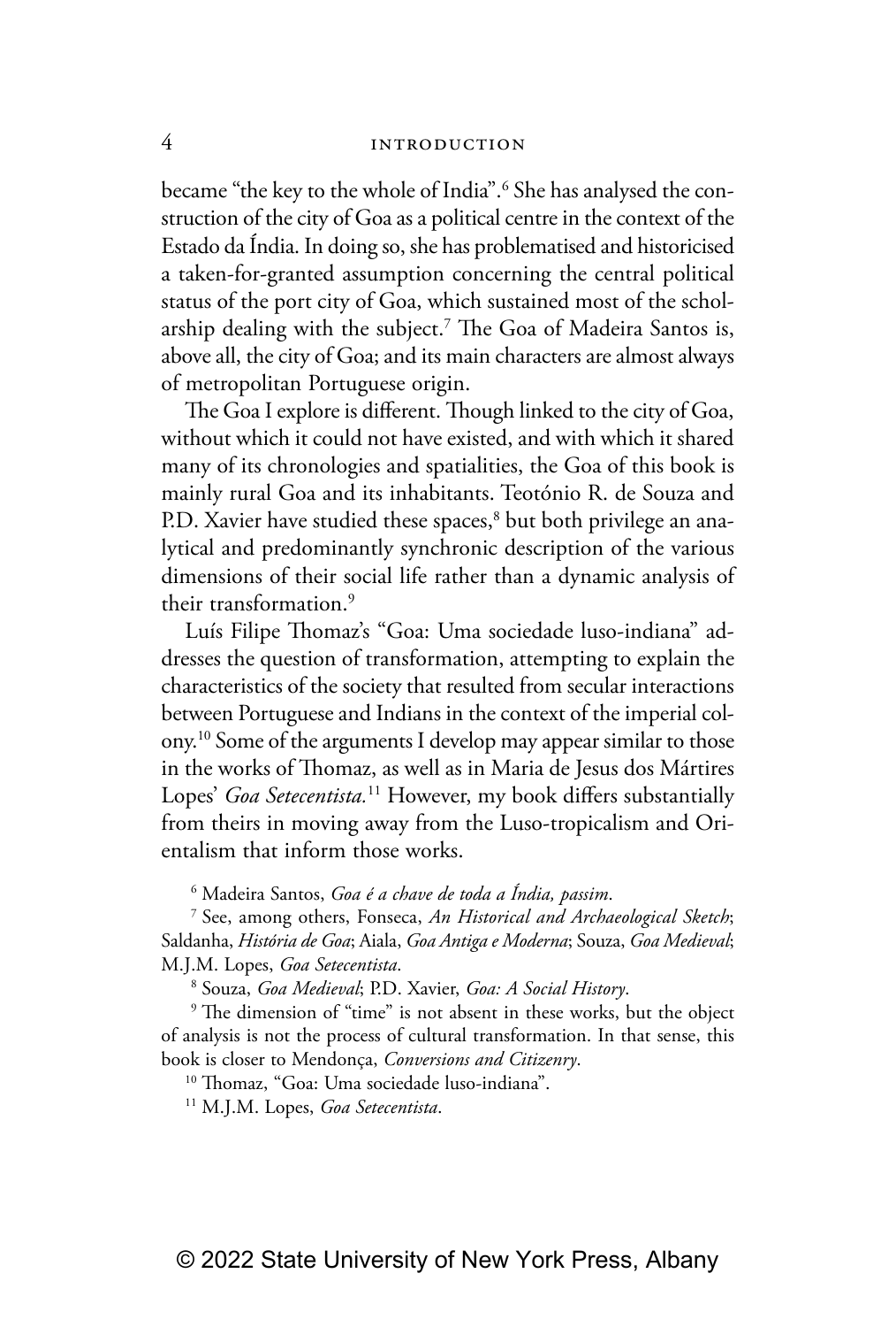became "the key to the whole of India".[6] She has analysed the construction of the city of Goa as a political centre in the context of the Estado da Índia. In doing so, she has problematised and historicised a taken-for-granted assumption concerning the central political status of the port city of Goa, which sustained most of the scholarship dealing with the subject.[7] The Goa of Madeira Santos is, above all, the city of Goa; and its main characters are almost always of metropolitan Portuguese origin.

The Goa I explore is different. Though linked to the city of Goa, without which it could not have existed, and with which it shared many of its chronologies and spatialities, the Goa of this book is mainly rural Goa and its inhabitants. Teotónio R. de Souza and P.D. Xavier have studied these spaces,[8] but both privilege an analytical and predominantly synchronic description of the various dimensions of their social life rather than a dynamic analysis of their transformation.[9]

Luís Filipe Thomaz's "Goa: Uma sociedade luso-indiana" addresses the question of transformation, attempting to explain the characteristics of the society that resulted from secular interactions between Portuguese and Indians in the context of the imperial colony.[10] Some of the arguments I develop may appear similar to those in the works of Thomaz, as well as in Maria de Jesus dos Mártires Lopes' *Goa Setecentista.*[11] However, my book differs substantially from theirs in moving away from the Luso-tropicalism and Orientalism that inform those works.

[6] Madeira Santos, *Goa é a chave de toda a Índia, passim*.

[7] See, among others, Fonseca, *An Historical and Archaeological Sketch*; Saldanha, *História de Goa*; Aiala, *Goa Antiga e Moderna*; Souza, *Goa Medieval*; M.J.M. Lopes, *Goa Setecentista*.

[8] Souza, *Goa Medieval*; P.D. Xavier, *Goa: A Social History*.

[9] The dimension of "time" is not absent in these works, but the object of analysis is not the process of cultural transformation. In that sense, this book is closer to Mendonça, *Conversions and Citizenry*.

[10] Thomaz, "Goa: Uma sociedade luso-indiana".

[11] M.J.M. Lopes, *Goa Setecentista*.

© 2022 State University of New York Press, Albany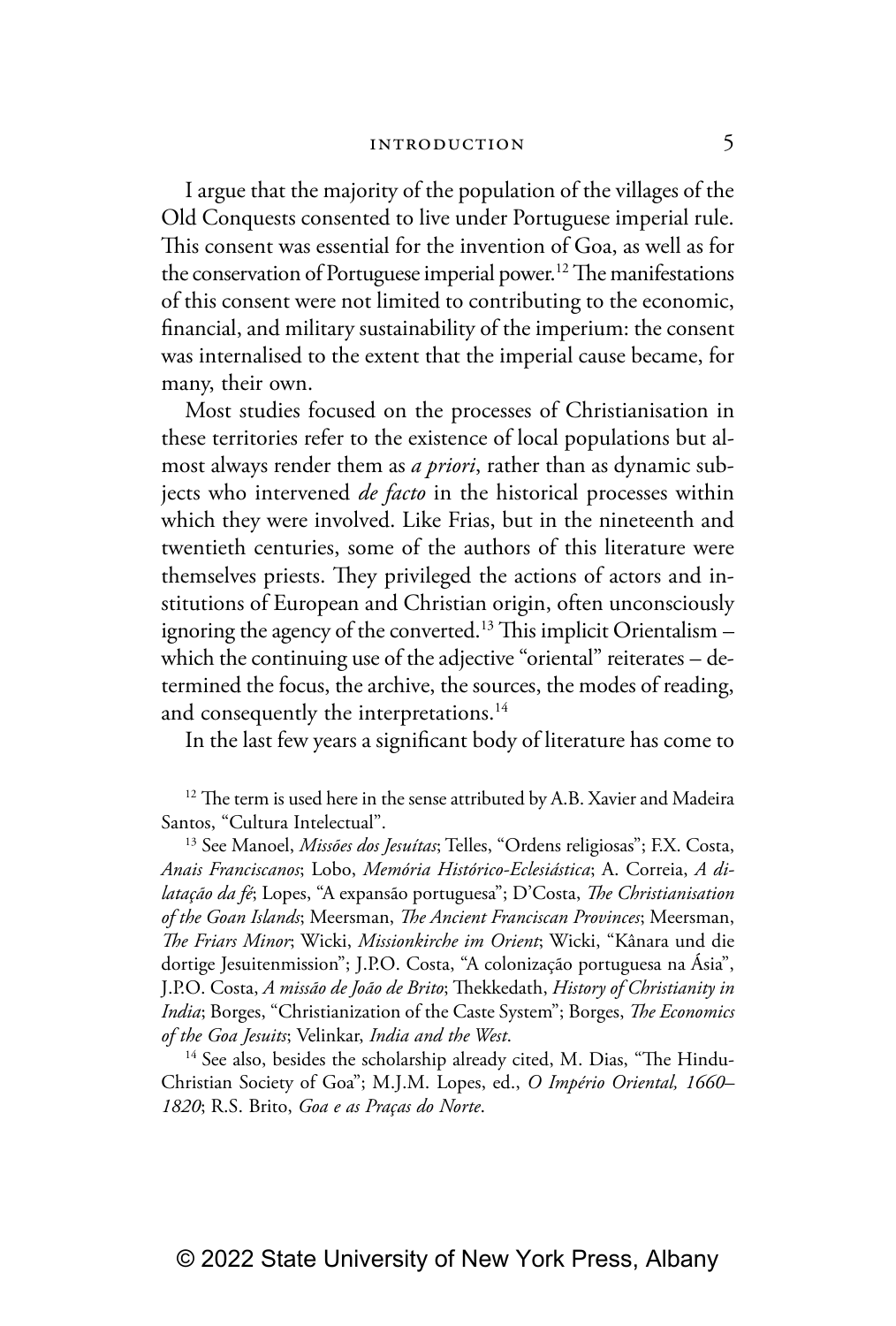I argue that the majority of the population of the villages of the Old Conquests consented to live under Portuguese imperial rule. This consent was essential for the invention of Goa, as well as for the conservation of Portuguese imperial power.[12] The manifestations of this consent were not limited to contributing to the economic, financial, and military sustainability of the imperium: the consent was internalised to the extent that the imperial cause became, for many, their own.

Most studies focused on the processes of Christianisation in these territories refer to the existence of local populations but almost always render them as *a priori*, rather than as dynamic subjects who intervened *de facto* in the historical processes within which they were involved. Like Frias, but in the nineteenth and twentieth centuries, some of the authors of this literature were themselves priests. They privileged the actions of actors and institutions of European and Christian origin, often unconsciously ignoring the agency of the converted.[13] This implicit Orientalism – which the continuing use of the adjective "oriental" reiterates – determined the focus, the archive, the sources, the modes of reading, and consequently the interpretations.[14]

In the last few years a significant body of literature has come to

---

[12] The term is used here in the sense attributed by A.B. Xavier and Madeira Santos, "Cultura Intelectual".

[13] See Manoel, *Missões dos Jesuítas*; Telles, "Ordens religiosas"; F.X. Costa, *Anais Franciscanos*; Lobo, *Memória Histórico-Eclesiástica*; A. Correia, *A dilatação da fé*; Lopes, "A expansão portuguesa"; D'Costa, *The Christianisation of the Goan Islands*; Meersman, *The Ancient Franciscan Provinces*; Meersman, *The Friars Minor*; Wicki, *Missionkirche im Orient*; Wicki, "Kânara und die dortige Jesuitenmission"; J.P.O. Costa, "A colonização portuguesa na Ásia", J.P.O. Costa, *A missão de João de Brito*; Thekkedath, *History of Christianity in India*; Borges, "Christianization of the Caste System"; Borges, *The Economics of the Goa Jesuits*; Velinkar, *India and the West*.

[14] See also, besides the scholarship already cited, M. Dias, "The Hindu-Christian Society of Goa"; M.J.M. Lopes, ed., *O Império Oriental, 1660–1820*; R.S. Brito, *Goa e as Praças do Norte*.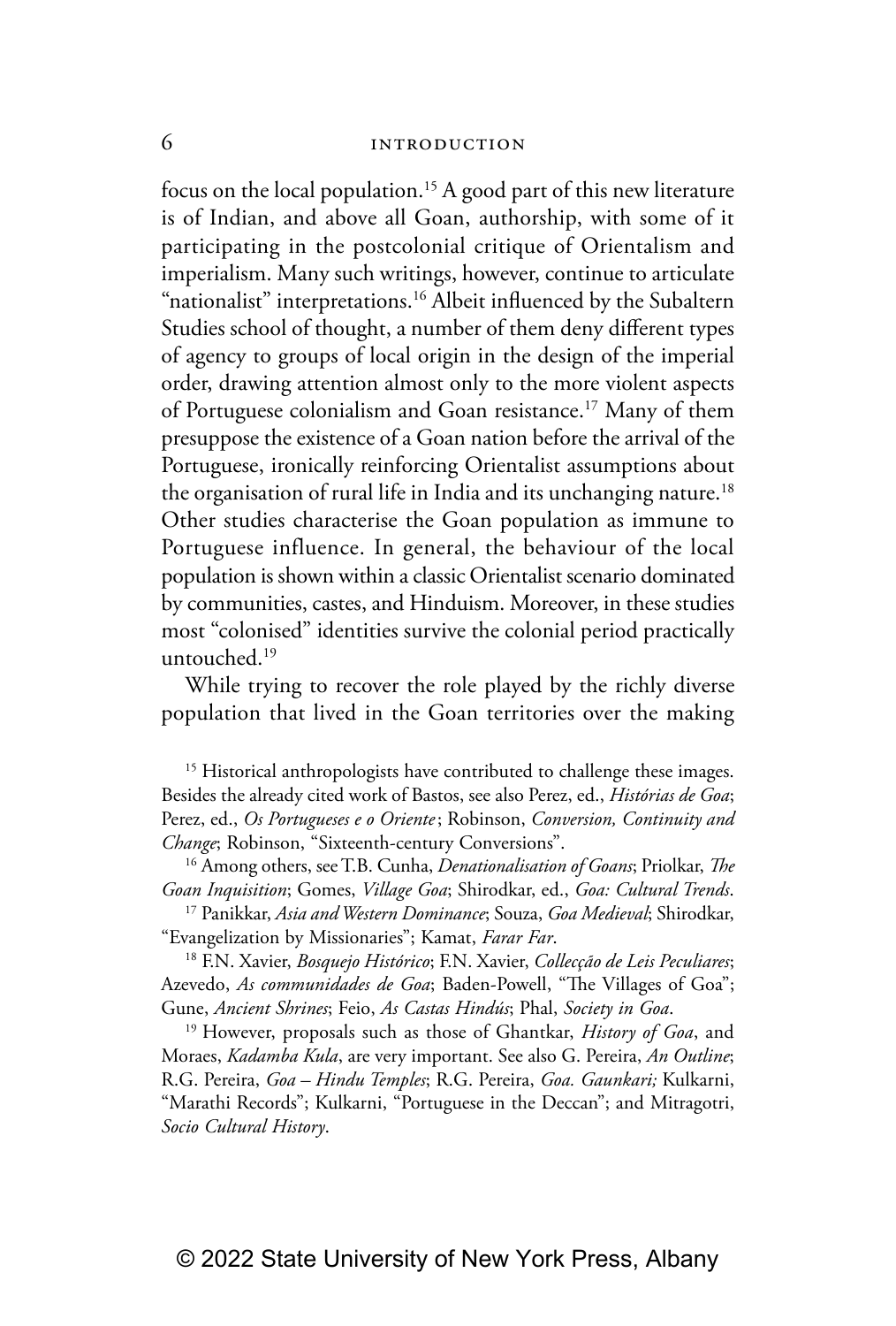focus on the local population.[15] A good part of this new literature is of Indian, and above all Goan, authorship, with some of it participating in the postcolonial critique of Orientalism and imperialism. Many such writings, however, continue to articulate "nationalist" interpretations.[16] Albeit influenced by the Subaltern Studies school of thought, a number of them deny different types of agency to groups of local origin in the design of the imperial order, drawing attention almost only to the more violent aspects of Portuguese colonialism and Goan resistance.[17] Many of them presuppose the existence of a Goan nation before the arrival of the Portuguese, ironically reinforcing Orientalist assumptions about the organisation of rural life in India and its unchanging nature.[18] Other studies characterise the Goan population as immune to Portuguese influence. In general, the behaviour of the local population is shown within a classic Orientalist scenario dominated by communities, castes, and Hinduism. Moreover, in these studies most "colonised" identities survive the colonial period practically untouched.[19]

While trying to recover the role played by the richly diverse population that lived in the Goan territories over the making

[15] Historical anthropologists have contributed to challenge these images. Besides the already cited work of Bastos, see also Perez, ed., *Histórias de Goa*; Perez, ed., *Os Portugueses e o Oriente*; Robinson, *Conversion, Continuity and Change*; Robinson, "Sixteenth-century Conversions".

[16] Among others, see T.B. Cunha, *Denationalisation of Goans*; Priolkar, *The Goan Inquisition*; Gomes, *Village Goa*; Shirodkar, ed., *Goa: Cultural Trends*.

[17] Panikkar, *Asia and Western Dominance*; Souza, *Goa Medieval*; Shirodkar, "Evangelization by Missionaries"; Kamat, *Farar Far*.

[18] F.N. Xavier, *Bosquejo Histórico*; F.N. Xavier, *Collecção de Leis Peculiares*; Azevedo, *As communidades de Goa*; Baden-Powell, "The Villages of Goa"; Gune, *Ancient Shrines*; Feio, *As Castas Hindús*; Phal, *Society in Goa*.

[19] However, proposals such as those of Ghantkar, *History of Goa*, and Moraes, *Kadamba Kula*, are very important. See also G. Pereira, *An Outline*; R.G. Pereira, *Goa – Hindu Temples*; R.G. Pereira, *Goa. Gaunkari;* Kulkarni, "Marathi Records"; Kulkarni, "Portuguese in the Deccan"; and Mitragotri, *Socio Cultural History*.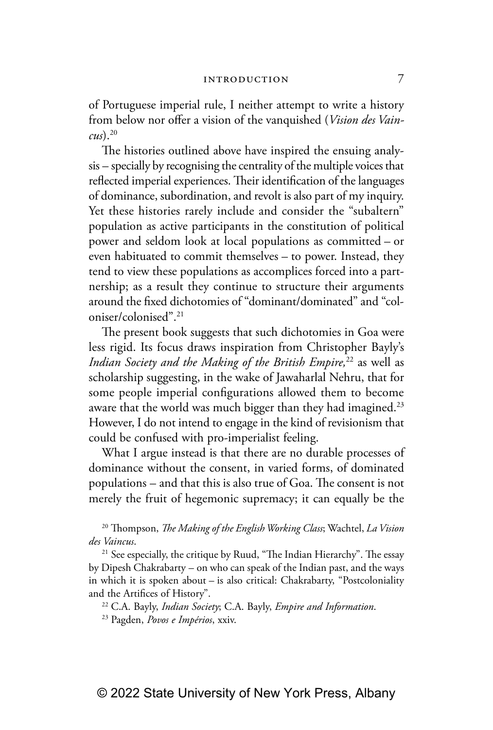of Portuguese imperial rule, I neither attempt to write a history from below nor offer a vision of the vanquished (*Vision des Vaincus*).[20]

The histories outlined above have inspired the ensuing analysis – specially by recognising the centrality of the multiple voices that reflected imperial experiences. Their identification of the languages of dominance, subordination, and revolt is also part of my inquiry. Yet these histories rarely include and consider the "subaltern" population as active participants in the constitution of political power and seldom look at local populations as committed – or even habituated to commit themselves – to power. Instead, they tend to view these populations as accomplices forced into a partnership; as a result they continue to structure their arguments around the fixed dichotomies of "dominant/dominated" and "coloniser/colonised".[21]

The present book suggests that such dichotomies in Goa were less rigid. Its focus draws inspiration from Christopher Bayly's *Indian Society and the Making of the British Empire,*[22] as well as scholarship suggesting, in the wake of Jawaharlal Nehru, that for some people imperial configurations allowed them to become aware that the world was much bigger than they had imagined.[23] However, I do not intend to engage in the kind of revisionism that could be confused with pro-imperialist feeling.

What I argue instead is that there are no durable processes of dominance without the consent, in varied forms, of dominated populations – and that this is also true of Goa. The consent is not merely the fruit of hegemonic supremacy; it can equally be the

[20] Thompson, *The Making of the English Working Class*; Wachtel, *La Vision des Vaincus*.

[21] See especially, the critique by Ruud, "The Indian Hierarchy". The essay by Dipesh Chakrabarty – on who can speak of the Indian past, and the ways in which it is spoken about – is also critical: Chakrabarty, "Postcoloniality and the Artifices of History".

[22] C.A. Bayly, *Indian Society*; C.A. Bayly, *Empire and Information*.

[23] Pagden, *Povos e Impérios*, xxiv.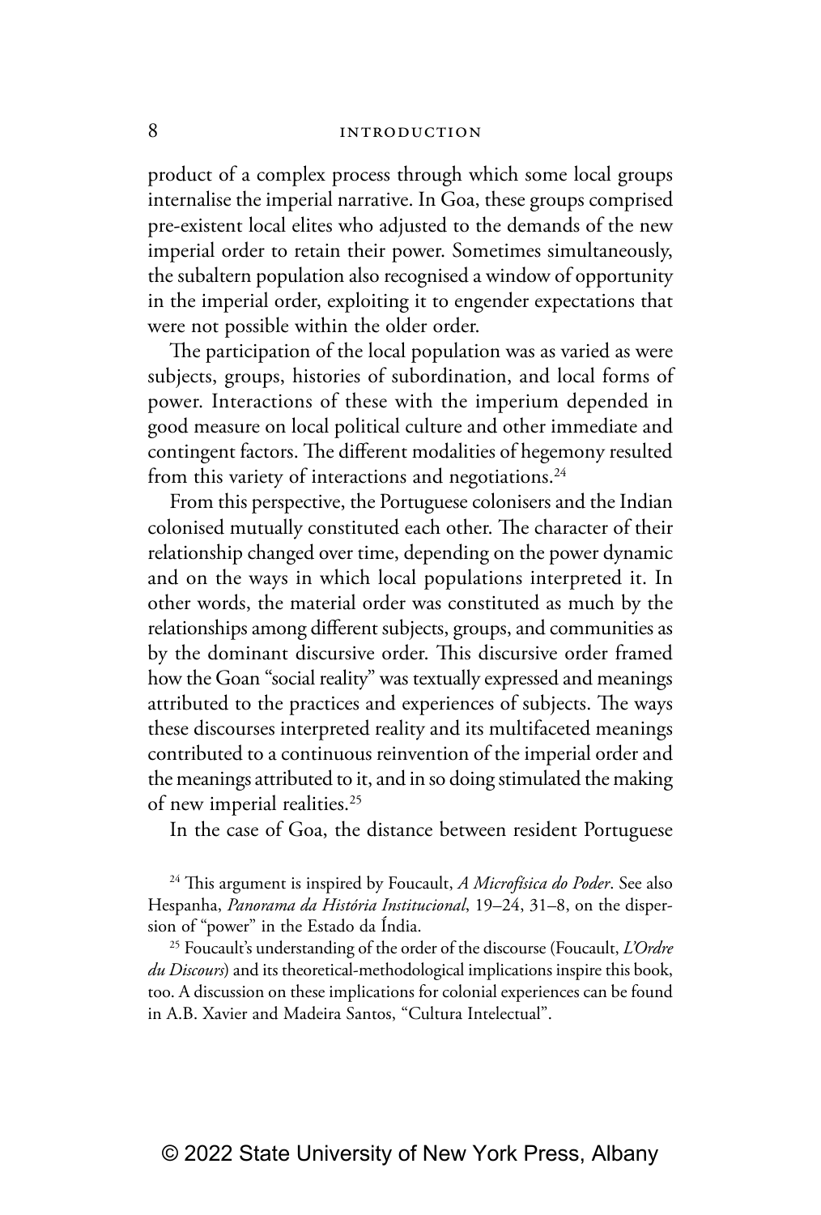product of a complex process through which some local groups internalise the imperial narrative. In Goa, these groups comprised pre-existent local elites who adjusted to the demands of the new imperial order to retain their power. Sometimes simultaneously, the subaltern population also recognised a window of opportunity in the imperial order, exploiting it to engender expectations that were not possible within the older order.

The participation of the local population was as varied as were subjects, groups, histories of subordination, and local forms of power. Interactions of these with the imperium depended in good measure on local political culture and other immediate and contingent factors. The different modalities of hegemony resulted from this variety of interactions and negotiations.[24]

From this perspective, the Portuguese colonisers and the Indian colonised mutually constituted each other. The character of their relationship changed over time, depending on the power dynamic and on the ways in which local populations interpreted it. In other words, the material order was constituted as much by the relationships among different subjects, groups, and communities as by the dominant discursive order. This discursive order framed how the Goan "social reality" was textually expressed and meanings attributed to the practices and experiences of subjects. The ways these discourses interpreted reality and its multifaceted meanings contributed to a continuous reinvention of the imperial order and the meanings attributed to it, and in so doing stimulated the making of new imperial realities.[25]

In the case of Goa, the distance between resident Portuguese

[24] This argument is inspired by Foucault, *A Microfísica do Poder*. See also Hespanha, *Panorama da História Institucional*, 19–24, 31–8, on the dispersion of "power" in the Estado da Índia.

[25] Foucault's understanding of the order of the discourse (Foucault, *L'Ordre du Discours*) and its theoretical-methodological implications inspire this book, too. A discussion on these implications for colonial experiences can be found in A.B. Xavier and Madeira Santos, "Cultura Intelectual".

© 2022 State University of New York Press, Albany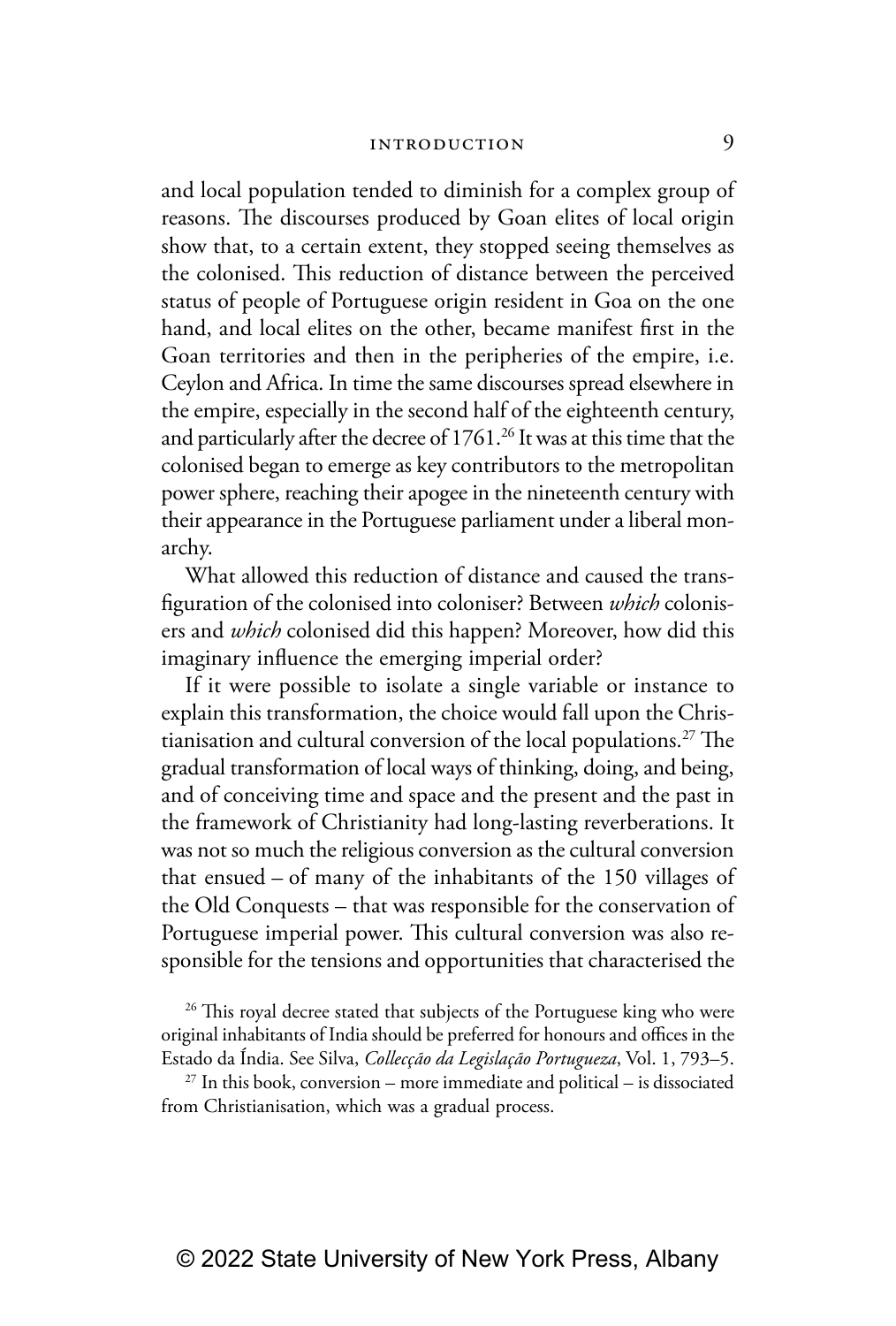and local population tended to diminish for a complex group of reasons. The discourses produced by Goan elites of local origin show that, to a certain extent, they stopped seeing themselves as the colonised. This reduction of distance between the perceived status of people of Portuguese origin resident in Goa on the one hand, and local elites on the other, became manifest first in the Goan territories and then in the peripheries of the empire, i.e. Ceylon and Africa. In time the same discourses spread elsewhere in the empire, especially in the second half of the eighteenth century, and particularly after the decree of 1761.[26] It was at this time that the colonised began to emerge as key contributors to the metropolitan power sphere, reaching their apogee in the nineteenth century with their appearance in the Portuguese parliament under a liberal monarchy.

What allowed this reduction of distance and caused the transfiguration of the colonised into coloniser? Between *which* colonisers and *which* colonised did this happen? Moreover, how did this imaginary influence the emerging imperial order?

If it were possible to isolate a single variable or instance to explain this transformation, the choice would fall upon the Christianisation and cultural conversion of the local populations.[27] The gradual transformation of local ways of thinking, doing, and being, and of conceiving time and space and the present and the past in the framework of Christianity had long-lasting reverberations. It was not so much the religious conversion as the cultural conversion that ensued – of many of the inhabitants of the 150 villages of the Old Conquests – that was responsible for the conservation of Portuguese imperial power. This cultural conversion was also responsible for the tensions and opportunities that characterised the

[26] This royal decree stated that subjects of the Portuguese king who were original inhabitants of India should be preferred for honours and offices in the Estado da Índia. See Silva, *Collecção da Legislação Portugueza*, Vol. 1, 793–5.

[27] In this book, conversion – more immediate and political – is dissociated from Christianisation, which was a gradual process.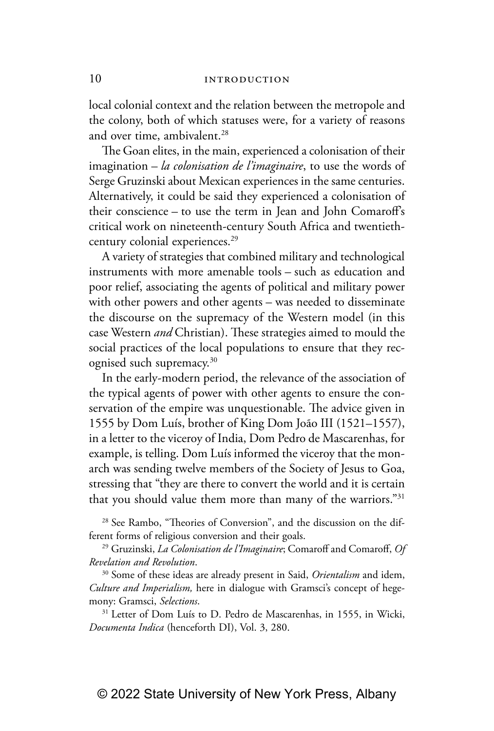local colonial context and the relation between the metropole and the colony, both of which statuses were, for a variety of reasons and over time, ambivalent.[28]

The Goan elites, in the main, experienced a colonisation of their imagination – *la colonisation de l'imaginaire*, to use the words of Serge Gruzinski about Mexican experiences in the same centuries. Alternatively, it could be said they experienced a colonisation of their conscience – to use the term in Jean and John Comaroff's critical work on nineteenth-century South Africa and twentieth-century colonial experiences.[29]

A variety of strategies that combined military and technological instruments with more amenable tools – such as education and poor relief, associating the agents of political and military power with other powers and other agents – was needed to disseminate the discourse on the supremacy of the Western model (in this case Western *and* Christian). These strategies aimed to mould the social practices of the local populations to ensure that they recognised such supremacy.[30]

In the early-modern period, the relevance of the association of the typical agents of power with other agents to ensure the conservation of the empire was unquestionable. The advice given in 1555 by Dom Luís, brother of King Dom João III (1521–1557), in a letter to the viceroy of India, Dom Pedro de Mascarenhas, for example, is telling. Dom Luís informed the viceroy that the monarch was sending twelve members of the Society of Jesus to Goa, stressing that "they are there to convert the world and it is certain that you should value them more than many of the warriors."[31]

[28] See Rambo, "Theories of Conversion", and the discussion on the different forms of religious conversion and their goals.

[29] Gruzinski, *La Colonisation de l'Imaginaire*; Comaroff and Comaroff, *Of Revelation and Revolution*.

[30] Some of these ideas are already present in Said, *Orientalism* and idem, *Culture and Imperialism,* here in dialogue with Gramsci's concept of hegemony: Gramsci, *Selections*.

[31] Letter of Dom Luís to D. Pedro de Mascarenhas, in 1555, in Wicki, *Documenta Indica* (henceforth DI), Vol. 3, 280.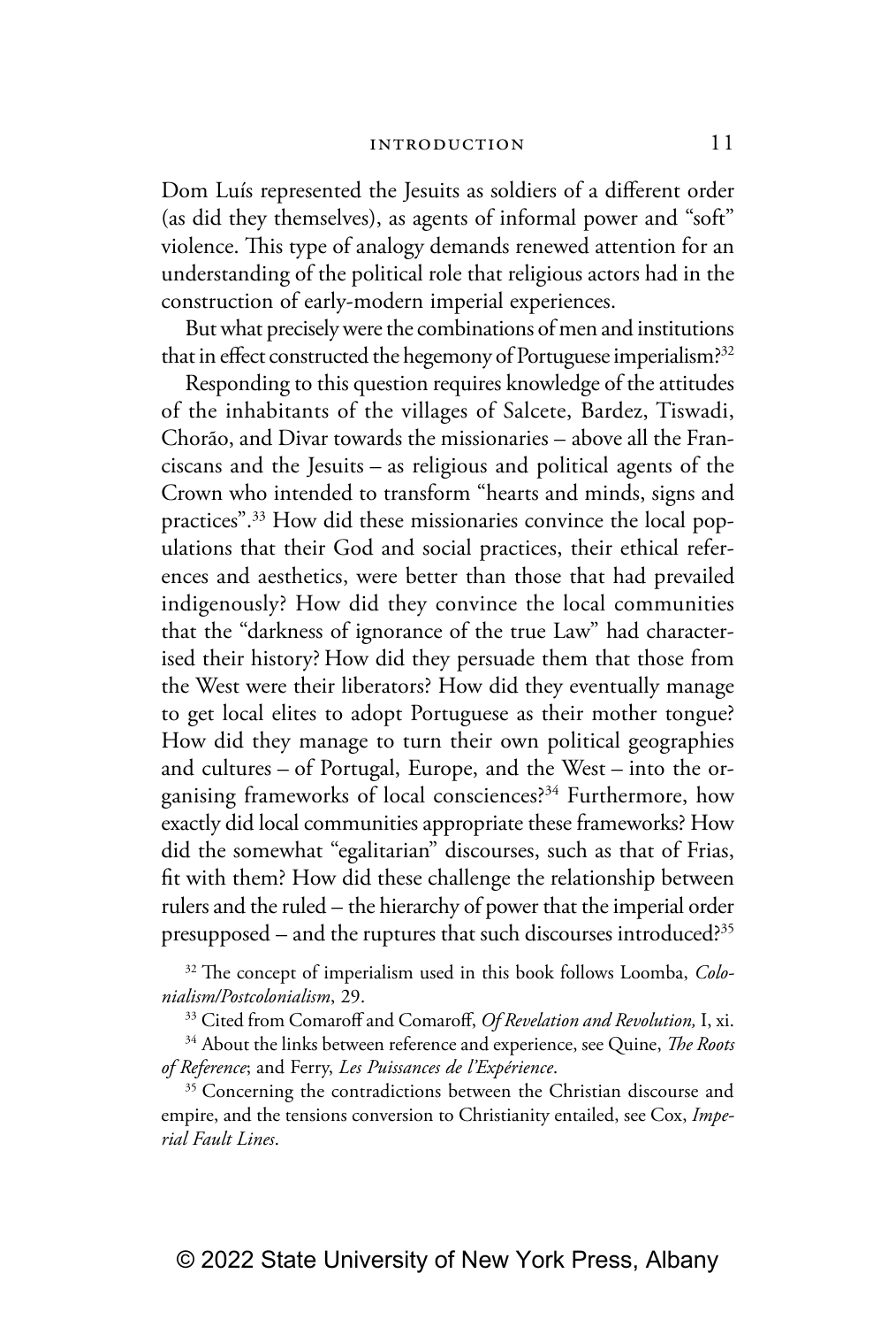Dom Luís represented the Jesuits as soldiers of a different order (as did they themselves), as agents of informal power and "soft" violence. This type of analogy demands renewed attention for an understanding of the political role that religious actors had in the construction of early-modern imperial experiences.

But what precisely were the combinations of men and institutions that in effect constructed the hegemony of Portuguese imperialism?[32]

Responding to this question requires knowledge of the attitudes of the inhabitants of the villages of Salcete, Bardez, Tiswadi, Chorão, and Divar towards the missionaries – above all the Franciscans and the Jesuits – as religious and political agents of the Crown who intended to transform "hearts and minds, signs and practices".[33] How did these missionaries convince the local populations that their God and social practices, their ethical references and aesthetics, were better than those that had prevailed indigenously? How did they convince the local communities that the "darkness of ignorance of the true Law" had characterised their history? How did they persuade them that those from the West were their liberators? How did they eventually manage to get local elites to adopt Portuguese as their mother tongue? How did they manage to turn their own political geographies and cultures – of Portugal, Europe, and the West – into the organising frameworks of local consciences?[34] Furthermore, how exactly did local communities appropriate these frameworks? How did the somewhat "egalitarian" discourses, such as that of Frias, fit with them? How did these challenge the relationship between rulers and the ruled – the hierarchy of power that the imperial order presupposed – and the ruptures that such discourses introduced?[35]

[32] The concept of imperialism used in this book follows Loomba, *Colonialism/Postcolonialism*, 29.

[33] Cited from Comaroff and Comaroff, *Of Revelation and Revolution,* I, xi.

[34] About the links between reference and experience, see Quine, *The Roots of Reference*; and Ferry, *Les Puissances de l'Expérience*.

[35] Concerning the contradictions between the Christian discourse and empire, and the tensions conversion to Christianity entailed, see Cox, *Imperial Fault Lines*.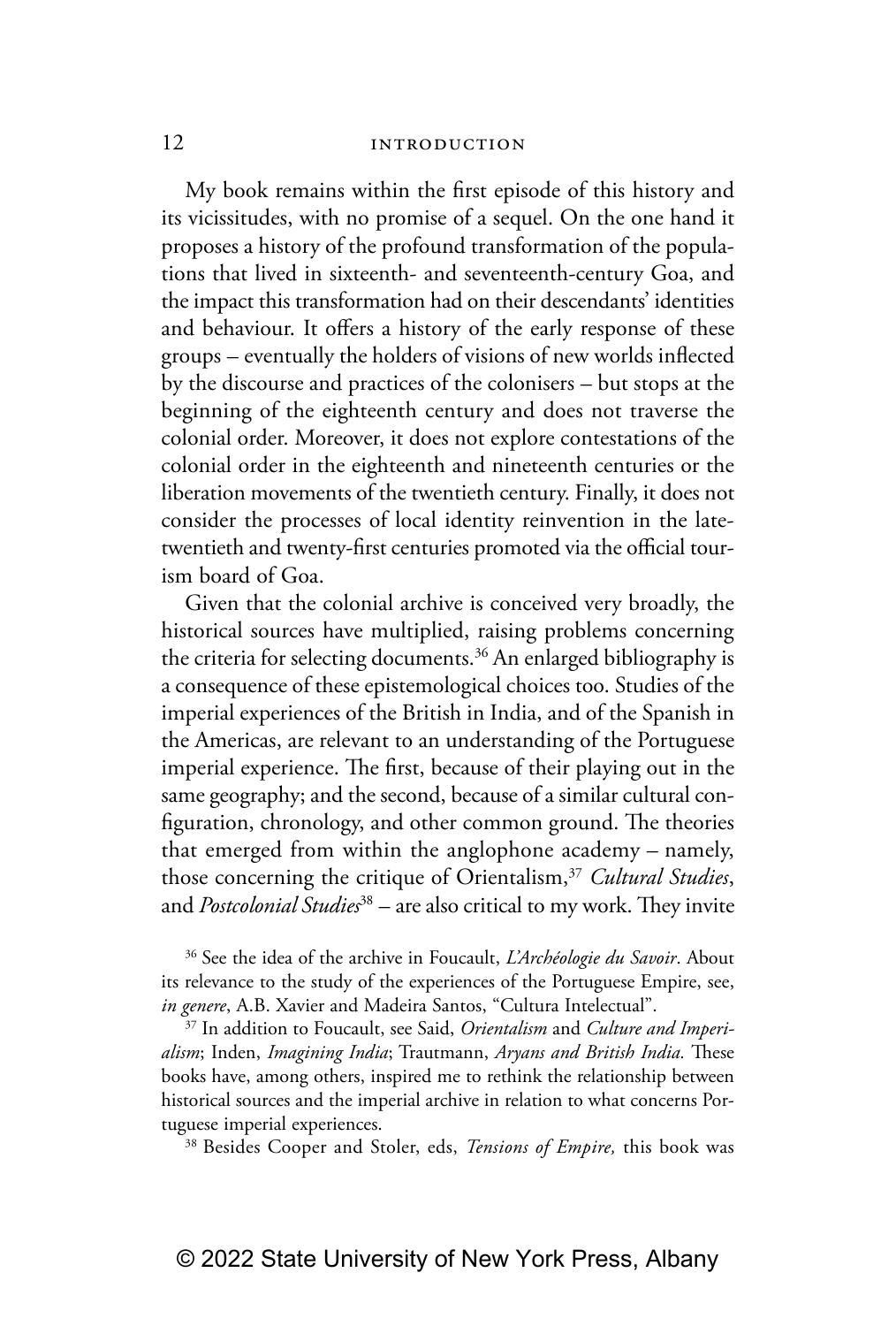My book remains within the first episode of this history and its vicissitudes, with no promise of a sequel. On the one hand it proposes a history of the profound transformation of the populations that lived in sixteenth- and seventeenth-century Goa, and the impact this transformation had on their descendants' identities and behaviour. It offers a history of the early response of these groups – eventually the holders of visions of new worlds inflected by the discourse and practices of the colonisers – but stops at the beginning of the eighteenth century and does not traverse the colonial order. Moreover, it does not explore contestations of the colonial order in the eighteenth and nineteenth centuries or the liberation movements of the twentieth century. Finally, it does not consider the processes of local identity reinvention in the late-twentieth and twenty-first centuries promoted via the official tourism board of Goa.

Given that the colonial archive is conceived very broadly, the historical sources have multiplied, raising problems concerning the criteria for selecting documents.[36] An enlarged bibliography is a consequence of these epistemological choices too. Studies of the imperial experiences of the British in India, and of the Spanish in the Americas, are relevant to an understanding of the Portuguese imperial experience. The first, because of their playing out in the same geography; and the second, because of a similar cultural configuration, chronology, and other common ground. The theories that emerged from within the anglophone academy – namely, those concerning the critique of Orientalism,[37] *Cultural Studies*, and *Postcolonial Studies*[38] – are also critical to my work. They invite

[36] See the idea of the archive in Foucault, *L'Archéologie du Savoir*. About its relevance to the study of the experiences of the Portuguese Empire, see, *in genere*, A.B. Xavier and Madeira Santos, "Cultura Intelectual".

[37] In addition to Foucault, see Said, *Orientalism* and *Culture and Imperialism*; Inden, *Imagining India*; Trautmann, *Aryans and British India.* These books have, among others, inspired me to rethink the relationship between historical sources and the imperial archive in relation to what concerns Portuguese imperial experiences.

[38] Besides Cooper and Stoler, eds, *Tensions of Empire,* this book was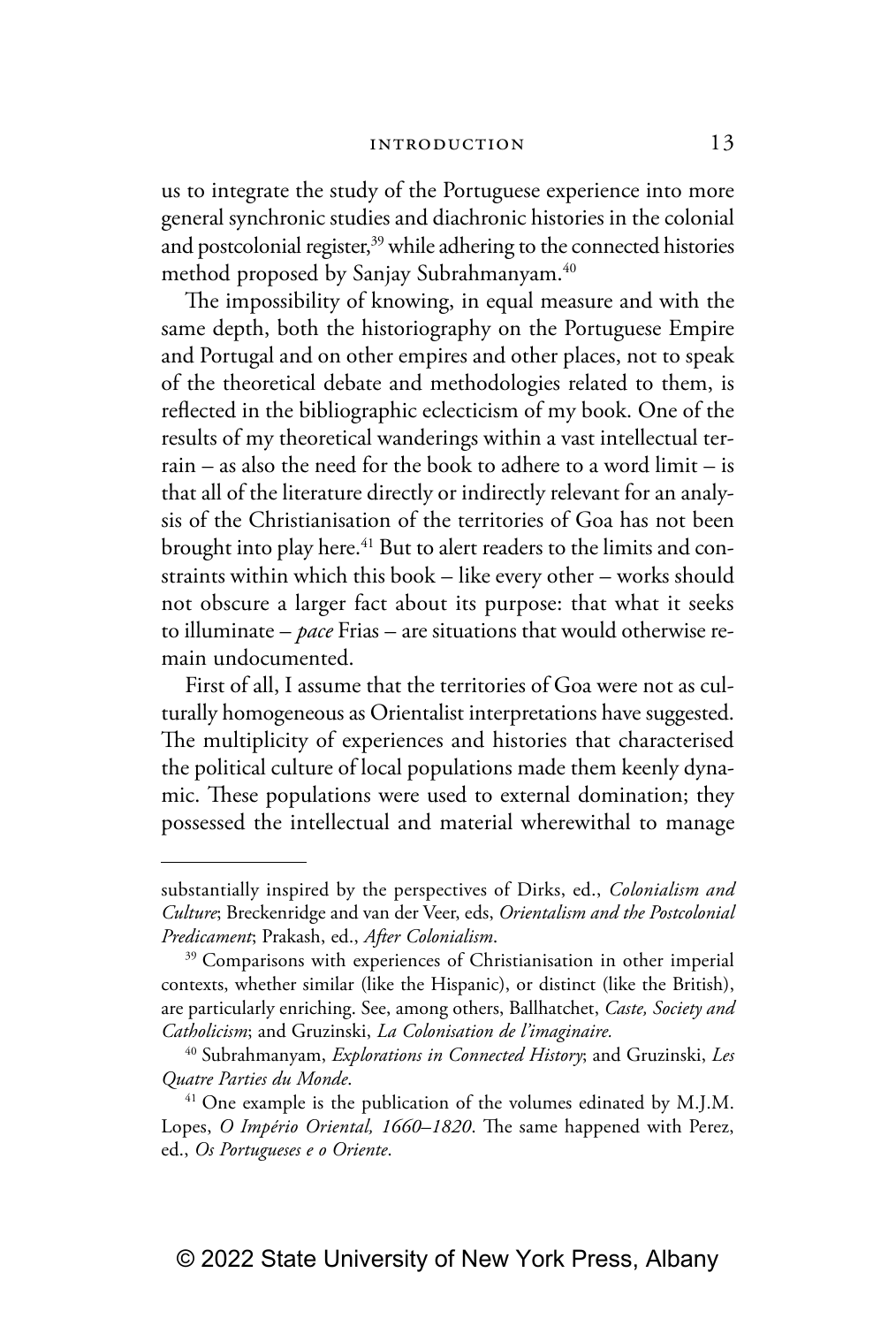us to integrate the study of the Portuguese experience into more general synchronic studies and diachronic histories in the colonial and postcolonial register,[39] while adhering to the connected histories method proposed by Sanjay Subrahmanyam.[40]

The impossibility of knowing, in equal measure and with the same depth, both the historiography on the Portuguese Empire and Portugal and on other empires and other places, not to speak of the theoretical debate and methodologies related to them, is reflected in the bibliographic eclecticism of my book. One of the results of my theoretical wanderings within a vast intellectual terrain – as also the need for the book to adhere to a word limit – is that all of the literature directly or indirectly relevant for an analysis of the Christianisation of the territories of Goa has not been brought into play here.[41] But to alert readers to the limits and constraints within which this book – like every other – works should not obscure a larger fact about its purpose: that what it seeks to illuminate – *pace* Frias – are situations that would otherwise remain undocumented.

First of all, I assume that the territories of Goa were not as culturally homogeneous as Orientalist interpretations have suggested. The multiplicity of experiences and histories that characterised the political culture of local populations made them keenly dynamic. These populations were used to external domination; they possessed the intellectual and material wherewithal to manage

---

substantially inspired by the perspectives of Dirks, ed., *Colonialism and Culture*; Breckenridge and van der Veer, eds, *Orientalism and the Postcolonial Predicament*; Prakash, ed., *After Colonialism*.

[39] Comparisons with experiences of Christianisation in other imperial contexts, whether similar (like the Hispanic), or distinct (like the British), are particularly enriching. See, among others, Ballhatchet, *Caste, Society and Catholicism*; and Gruzinski, *La Colonisation de l'imaginaire.*

[40] Subrahmanyam, *Explorations in Connected History*; and Gruzinski, *Les Quatre Parties du Monde*.

[41] One example is the publication of the volumes edinated by M.J.M. Lopes, *O Império Oriental, 1660–1820*. The same happened with Perez, ed., *Os Portugueses e o Oriente*.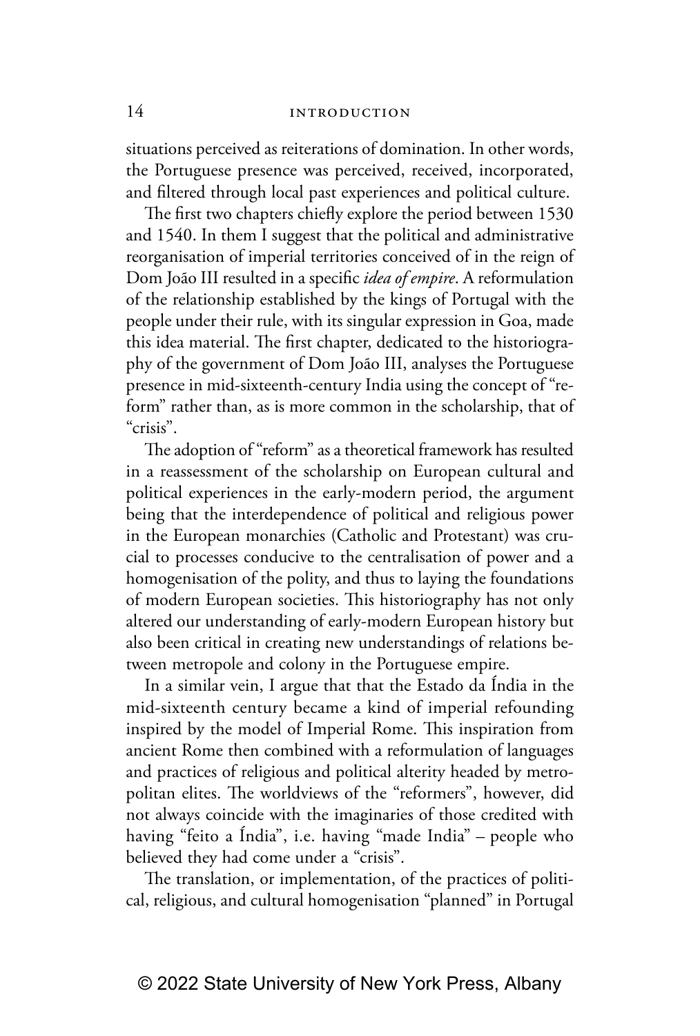situations perceived as reiterations of domination. In other words, the Portuguese presence was perceived, received, incorporated, and filtered through local past experiences and political culture.

The first two chapters chiefly explore the period between 1530 and 1540. In them I suggest that the political and administrative reorganisation of imperial territories conceived of in the reign of Dom João III resulted in a specific *idea of empire*. A reformulation of the relationship established by the kings of Portugal with the people under their rule, with its singular expression in Goa, made this idea material. The first chapter, dedicated to the historiography of the government of Dom João III, analyses the Portuguese presence in mid-sixteenth-century India using the concept of "reform" rather than, as is more common in the scholarship, that of "crisis".

The adoption of "reform" as a theoretical framework has resulted in a reassessment of the scholarship on European cultural and political experiences in the early-modern period, the argument being that the interdependence of political and religious power in the European monarchies (Catholic and Protestant) was crucial to processes conducive to the centralisation of power and a homogenisation of the polity, and thus to laying the foundations of modern European societies. This historiography has not only altered our understanding of early-modern European history but also been critical in creating new understandings of relations between metropole and colony in the Portuguese empire.

In a similar vein, I argue that that the Estado da Índia in the mid-sixteenth century became a kind of imperial refounding inspired by the model of Imperial Rome. This inspiration from ancient Rome then combined with a reformulation of languages and practices of religious and political alterity headed by metropolitan elites. The worldviews of the "reformers", however, did not always coincide with the imaginaries of those credited with having "feito a Índia", i.e. having "made India" – people who believed they had come under a "crisis".

The translation, or implementation, of the practices of political, religious, and cultural homogenisation "planned" in Portugal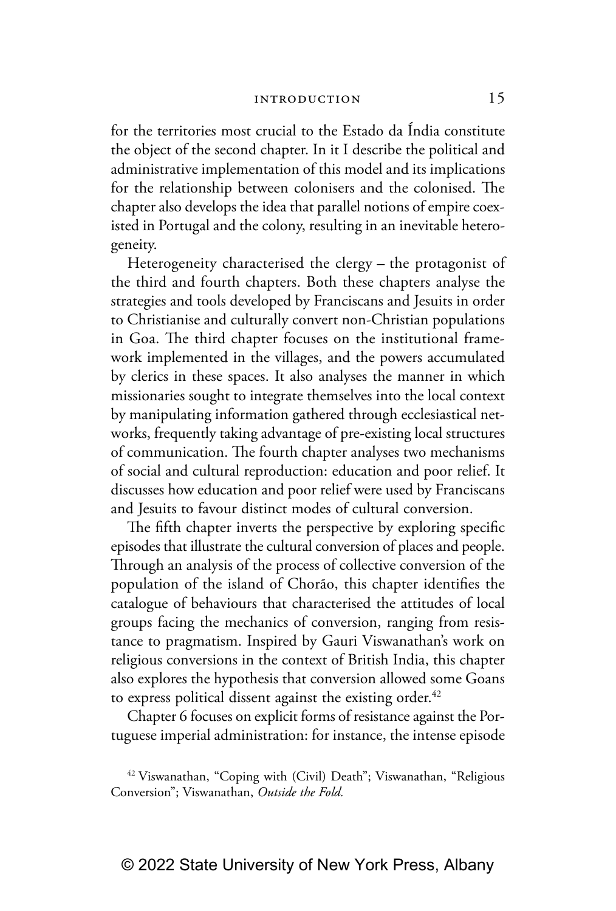for the territories most crucial to the Estado da Índia constitute the object of the second chapter. In it I describe the political and administrative implementation of this model and its implications for the relationship between colonisers and the colonised. The chapter also develops the idea that parallel notions of empire coexisted in Portugal and the colony, resulting in an inevitable heterogeneity.

Heterogeneity characterised the clergy – the protagonist of the third and fourth chapters. Both these chapters analyse the strategies and tools developed by Franciscans and Jesuits in order to Christianise and culturally convert non-Christian populations in Goa. The third chapter focuses on the institutional framework implemented in the villages, and the powers accumulated by clerics in these spaces. It also analyses the manner in which missionaries sought to integrate themselves into the local context by manipulating information gathered through ecclesiastical networks, frequently taking advantage of pre-existing local structures of communication. The fourth chapter analyses two mechanisms of social and cultural reproduction: education and poor relief. It discusses how education and poor relief were used by Franciscans and Jesuits to favour distinct modes of cultural conversion.

The fifth chapter inverts the perspective by exploring specific episodes that illustrate the cultural conversion of places and people. Through an analysis of the process of collective conversion of the population of the island of Chorão, this chapter identifies the catalogue of behaviours that characterised the attitudes of local groups facing the mechanics of conversion, ranging from resistance to pragmatism. Inspired by Gauri Viswanathan's work on religious conversions in the context of British India, this chapter also explores the hypothesis that conversion allowed some Goans to express political dissent against the existing order.[42]

Chapter 6 focuses on explicit forms of resistance against the Portuguese imperial administration: for instance, the intense episode

[42] Viswanathan, "Coping with (Civil) Death"; Viswanathan, "Religious Conversion"; Viswanathan, *Outside the Fold.*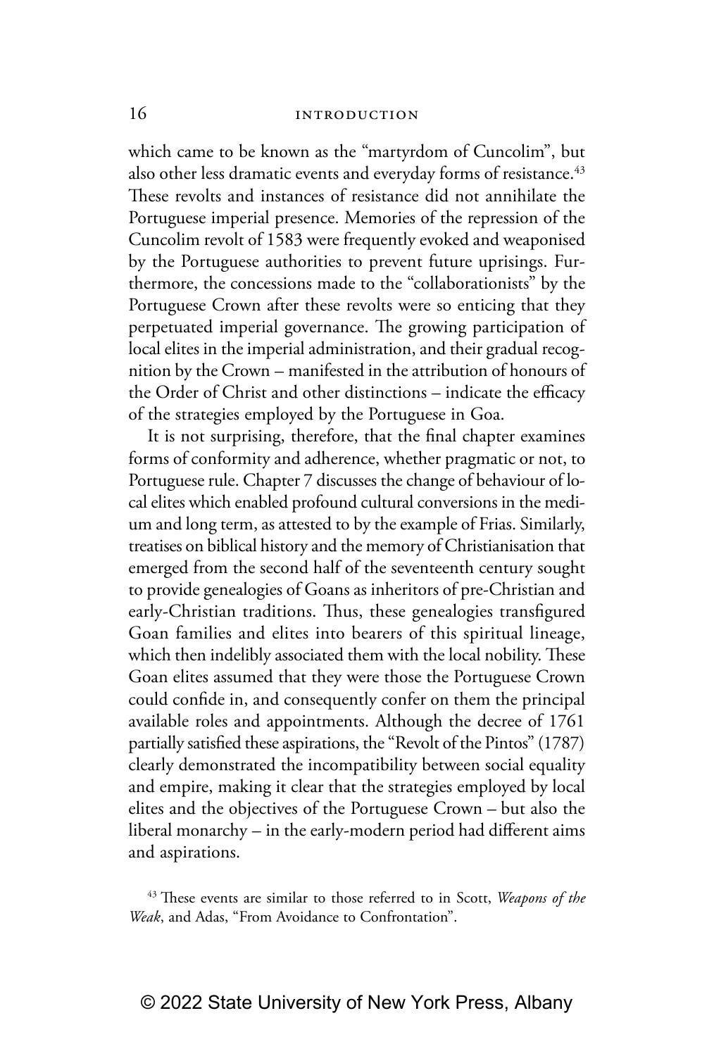which came to be known as the "martyrdom of Cuncolim", but also other less dramatic events and everyday forms of resistance.[43] These revolts and instances of resistance did not annihilate the Portuguese imperial presence. Memories of the repression of the Cuncolim revolt of 1583 were frequently evoked and weaponised by the Portuguese authorities to prevent future uprisings. Furthermore, the concessions made to the "collaborationists" by the Portuguese Crown after these revolts were so enticing that they perpetuated imperial governance. The growing participation of local elites in the imperial administration, and their gradual recognition by the Crown – manifested in the attribution of honours of the Order of Christ and other distinctions – indicate the efficacy of the strategies employed by the Portuguese in Goa.

It is not surprising, therefore, that the final chapter examines forms of conformity and adherence, whether pragmatic or not, to Portuguese rule. Chapter 7 discusses the change of behaviour of local elites which enabled profound cultural conversions in the medium and long term, as attested to by the example of Frias. Similarly, treatises on biblical history and the memory of Christianisation that emerged from the second half of the seventeenth century sought to provide genealogies of Goans as inheritors of pre-Christian and early-Christian traditions. Thus, these genealogies transfigured Goan families and elites into bearers of this spiritual lineage, which then indelibly associated them with the local nobility. These Goan elites assumed that they were those the Portuguese Crown could confide in, and consequently confer on them the principal available roles and appointments. Although the decree of 1761 partially satisfied these aspirations, the "Revolt of the Pintos" (1787) clearly demonstrated the incompatibility between social equality and empire, making it clear that the strategies employed by local elites and the objectives of the Portuguese Crown – but also the liberal monarchy – in the early-modern period had different aims and aspirations.

[43] These events are similar to those referred to in Scott, *Weapons of the Weak*, and Adas, "From Avoidance to Confrontation".

© 2022 State University of New York Press, Albany